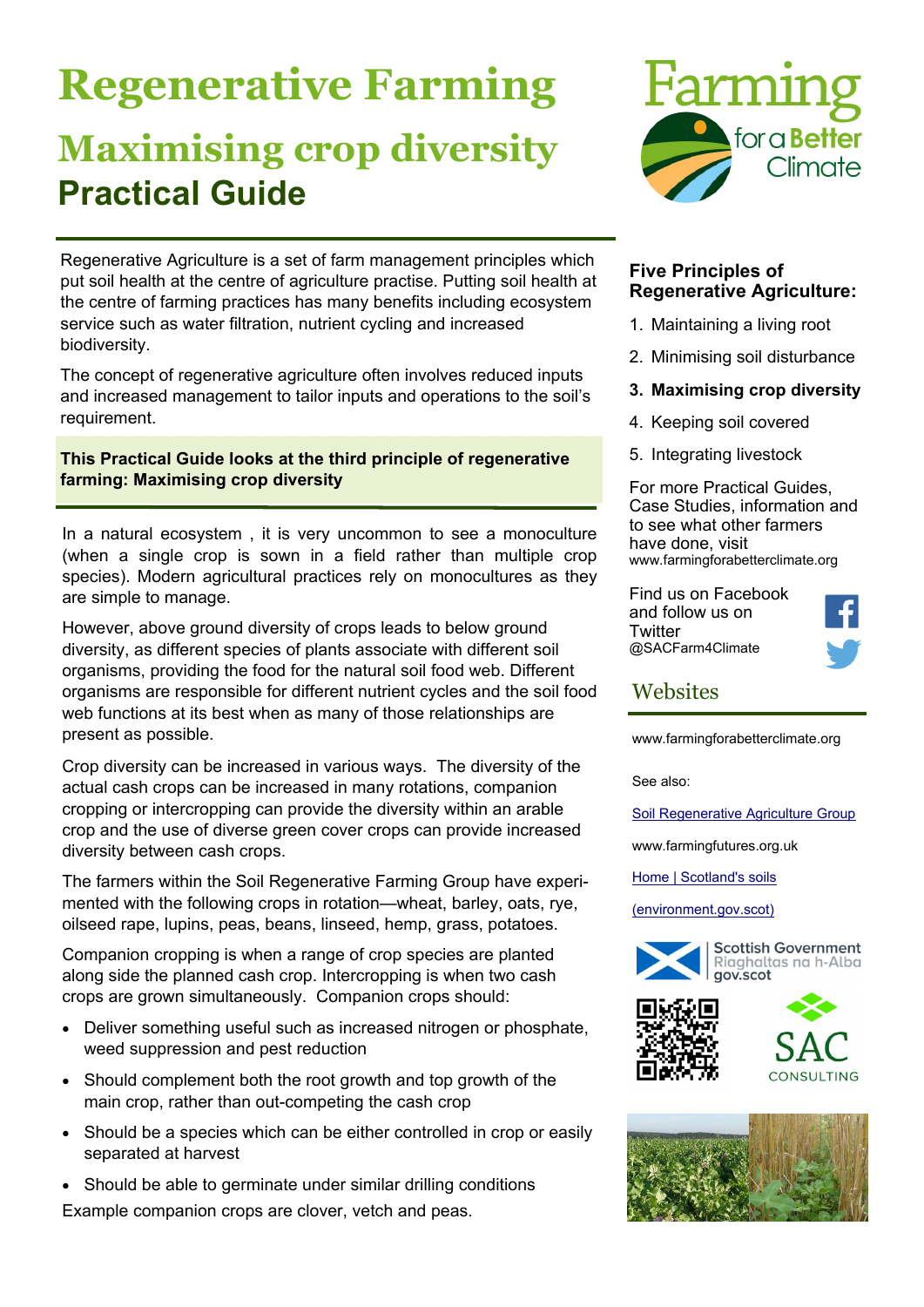# Regenerative Farming

## Maximising crop diversity

## Practical Guide

Regenerative Agriculture is a set of farm management principles which put soil health at the centre of agriculture practise. Putting soil health at the centre of farming practices has many benefits including ecosystem service such as water filtration, nutrient cycling and increased biodiversity.

The concept of regenerative agriculture often involves reduced inputs and increased management to tailor inputs and operations to the soil's requirement.

**This Practical Guide looks at the third principle of regenerative farming: Maximising crop diversity**

In a natural ecosystem , it is very uncommon to see a monoculture (when a single crop is sown in a field rather than multiple crop species). Modern agricultural practices rely on monocultures as they are simple to manage.

However, above ground diversity of crops leads to below ground diversity, as different species of plants associate with different soil organisms, providing the food for the natural soil food web. Different organisms are responsible for different nutrient cycles and the soil food web functions at its best when as many of those relationships are present as possible.

Crop diversity can be increased in various ways. The diversity of the actual cash crops can be increased in many rotations, companion cropping or intercropping can provide the diversity within an arable crop and the use of diverse green cover crops can provide increased diversity between cash crops.

The farmers within the Soil Regenerative Farming Group have experimented with the following crops in rotation—wheat, barley, oats, rye, oilseed rape, lupins, peas, beans, linseed, hemp, grass, potatoes.

Companion cropping is when a range of crop species are planted along side the planned cash crop. Intercropping is when two cash crops are grown simultaneously. Companion crops should:

- Deliver something useful such as increased nitrogen or phosphate, weed suppression and pest reduction
- Should complement both the root growth and top growth of the main crop, rather than out-competing the cash crop
- Should be a species which can be either controlled in crop or easily separated at harvest
- Should be able to germinate under similar drilling conditions

Example companion crops are clover, vetch and peas.

### Five Principles of Regenerative Agriculture:

1. Maintaining a living root
2. Minimising soil disturbance
3. **Maximising crop diversity**
4. Keeping soil covered
5. Integrating livestock

For more Practical Guides, Case Studies, information and to see what other farmers have done, visit www.farmingforabetterclimate.org

Find us on Facebook and follow us on Twitter @SACFarm4Climate

### Websites

www.farmingforabetterclimate.org

See also:

Soil Regenerative Agriculture Group

www.farmingfutures.org.uk

Home | Scotland's soils (environment.gov.scot)

Scottish Government
Riaghaltas na h-Alba
gov.scot

SAC CONSULTING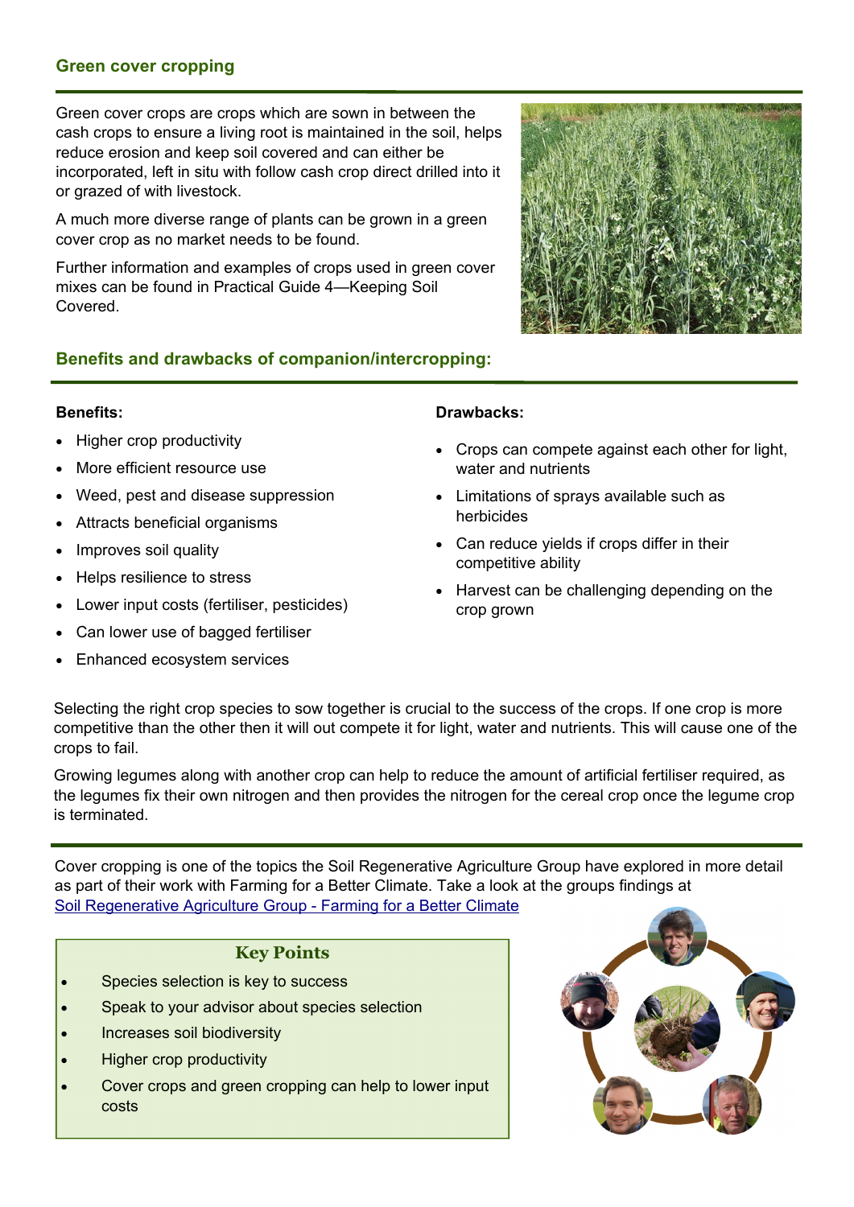## Green cover cropping

Green cover crops are crops which are sown in between the cash crops to ensure a living root is maintained in the soil, helps reduce erosion and keep soil covered and can either be incorporated, left in situ with follow cash crop direct drilled into it or grazed of with livestock.

A much more diverse range of plants can be grown in a green cover crop as no market needs to be found.

Further information and examples of crops used in green cover mixes can be found in Practical Guide 4—Keeping Soil Covered.

## Benefits and drawbacks of companion/intercropping:

**Benefits:**

- Higher crop productivity
- More efficient resource use
- Weed, pest and disease suppression
- Attracts beneficial organisms
- Improves soil quality
- Helps resilience to stress
- Lower input costs (fertiliser, pesticides)
- Can lower use of bagged fertiliser
- Enhanced ecosystem services

**Drawbacks:**

- Crops can compete against each other for light, water and nutrients
- Limitations of sprays available such as herbicides
- Can reduce yields if crops differ in their competitive ability
- Harvest can be challenging depending on the crop grown

Selecting the right crop species to sow together is crucial to the success of the crops. If one crop is more competitive than the other then it will out compete it for light, water and nutrients. This will cause one of the crops to fail.

Growing legumes along with another crop can help to reduce the amount of artificial fertiliser required, as the legumes fix their own nitrogen and then provides the nitrogen for the cereal crop once the legume crop is terminated.

Cover cropping is one of the topics the Soil Regenerative Agriculture Group have explored in more detail as part of their work with Farming for a Better Climate. Take a look at the groups findings at [Soil Regenerative Agriculture Group - Farming for a Better Climate]

### Key Points

- Species selection is key to success
- Speak to your advisor about species selection
- Increases soil biodiversity
- Higher crop productivity
- Cover crops and green cropping can help to lower input costs